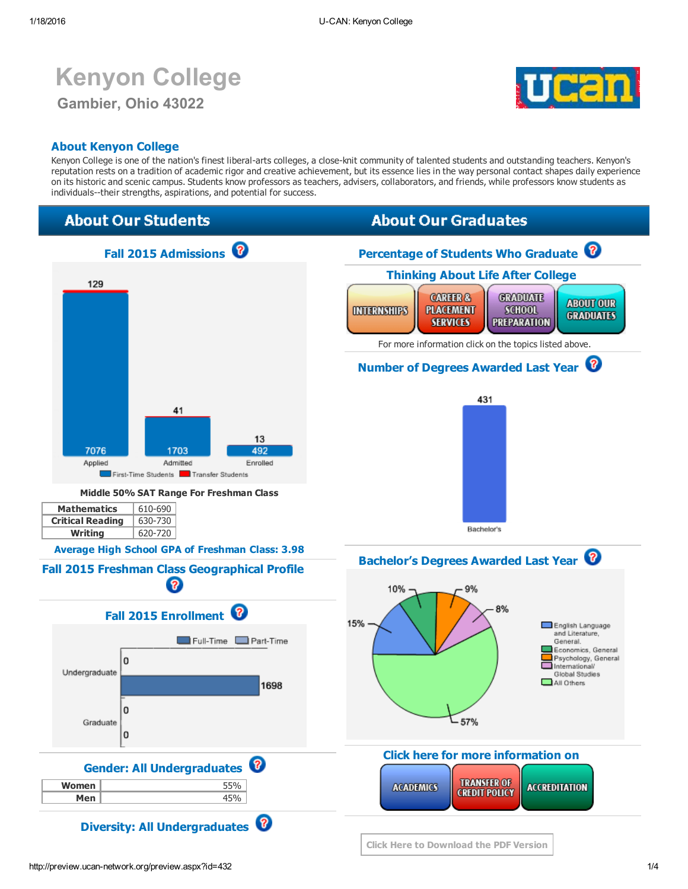# Kenyon College

**Gambier, Ohio 43022**

## About Kenyon College

Kenyon College is one of the nation's finest liberal-arts colleges, a close-knit community of talented students and outstanding teachers. Kenyon's reputation rests on a tradition of academic rigor and creative achievement, but its essence lies in the way personal contact shapes daily experience on its historic and scenic campus. Students know professors as teachers, advisers, collaborators, and friends, while professors know students as individuals--their strengths, aspirations, and potential for success.

## About Our Students

### Fall 2015 Admissions

| | Applied | Admitted | Enrolled |
|---|---|---|---|
| First-Time Students | 7076 | 1703 | 492 |
| Transfer Students | 129 | 41 | 13 |

**Middle 50% SAT Range For Freshman Class**

| | |
|---|---|
| Mathematics | 610-690 |
| Critical Reading | 630-730 |
| Writing | 620-720 |

**Average High School GPA of Freshman Class: 3.98**

### Fall 2015 Freshman Class Geographical Profile

### Fall 2015 Enrollment

| | Full-Time | Part-Time |
|---|---|---|
| Undergraduate | 1698 | 0 |
| Graduate | 0 | 0 |

### Gender: All Undergraduates

| | |
|---|---|
| Women | 55% |
| Men | 45% |

### Diversity: All Undergraduates

## About Our Graduates

### Percentage of Students Who Graduate

### Thinking About Life After College

INTERNSHIPS | CAREER & PLACEMENT SERVICES | GRADUATE SCHOOL PREPARATION | ABOUT OUR GRADUATES

For more information click on the topics listed above.

### Number of Degrees Awarded Last Year

| Degree | Number |
|---|---|
| Bachelor's | 431 |

### Bachelor's Degrees Awarded Last Year

| Field | Percentage |
|---|---|
| English Language and Literature, General. | 15% |
| Economics, General | 10% |
| Psychology, General | 9% |
| International/ Global Studies | 8% |
| All Others | 57% |

### Click here for more information on

ACADEMICS | TRANSFER OF CREDIT POLICY | ACCREDITATION

Click Here to Download the PDF Version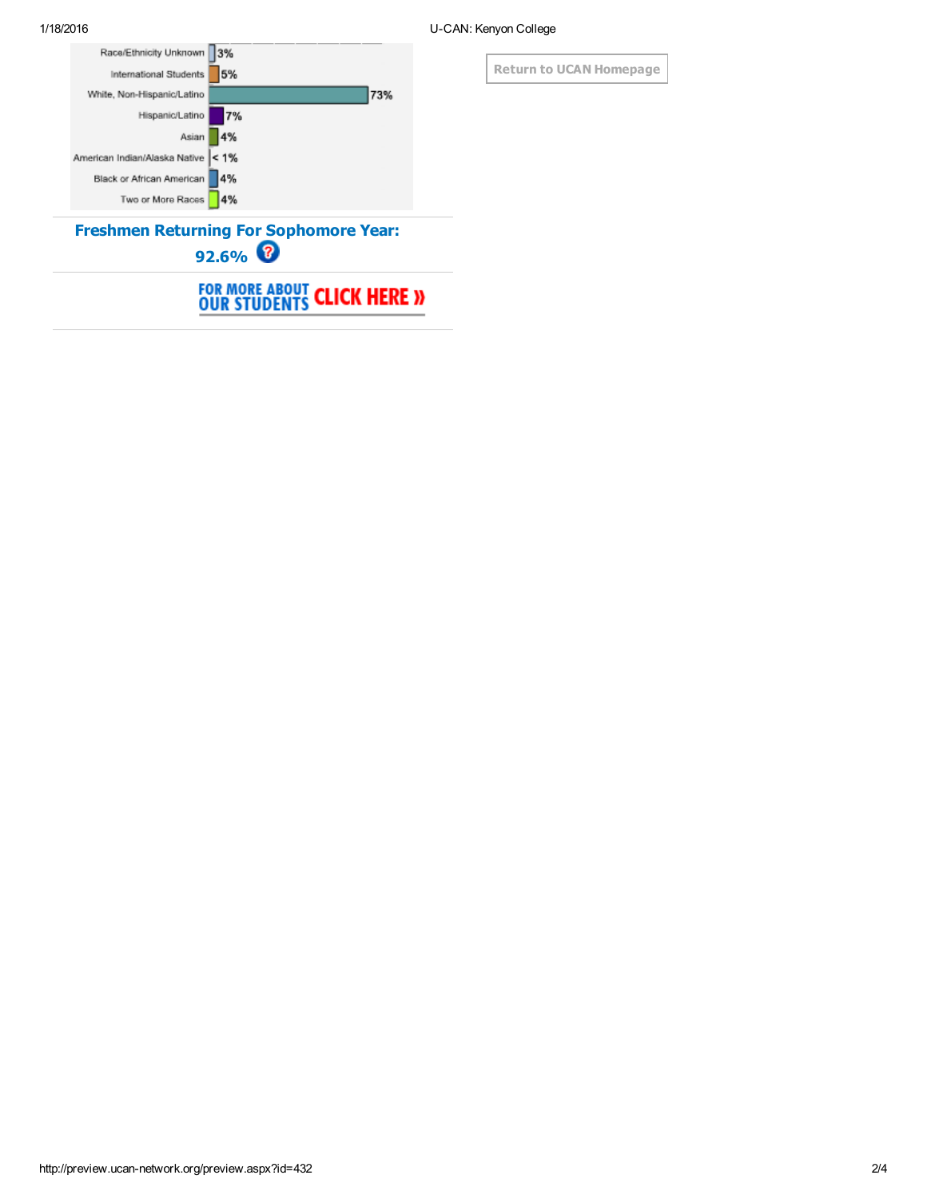| Category | Percentage |
|---|---|
| Race/Ethnicity Unknown | 3% |
| International Students | 5% |
| White, Non-Hispanic/Latino | 73% |
| Hispanic/Latino | 7% |
| Asian | 4% |
| American Indian/Alaska Native | < 1% |
| Black or African American | 4% |
| Two or More Races | 4% |

**Freshmen Returning For Sophomore Year: 92.6%**

FOR MORE ABOUT OUR STUDENTS CLICK HERE »

Return to UCAN Homepage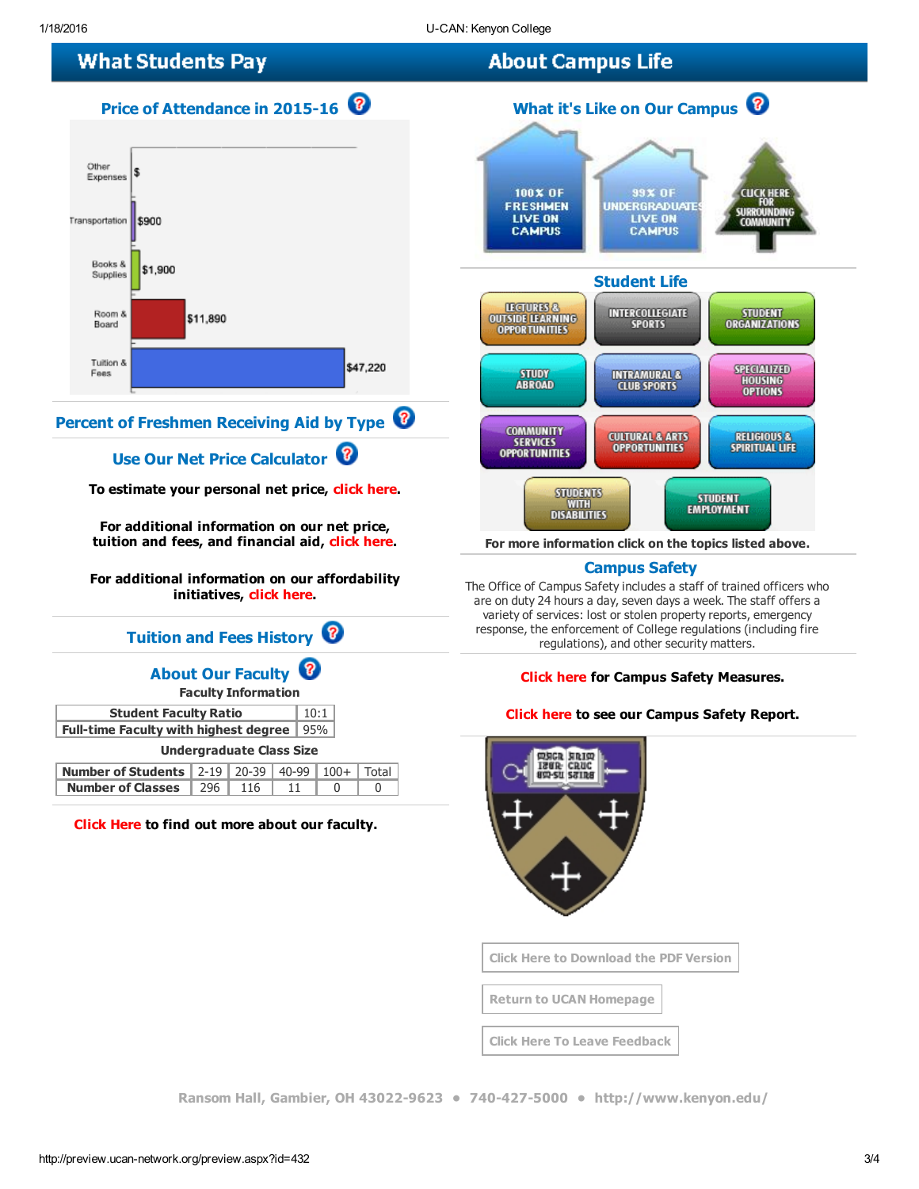## What Students Pay

### Price of Attendance in 2015-16

| Category | Amount |
|---|---|
| Other Expenses | $ |
| Transportation | $900 |
| Books & Supplies | $1,900 |
| Room & Board | $11,890 |
| Tuition & Fees | $47,220 |

### Percent of Freshmen Receiving Aid by Type

### Use Our Net Price Calculator

**To estimate your personal net price, click here.**

**For additional information on our net price, tuition and fees, and financial aid, click here.**

**For additional information on our affordability initiatives, click here.**

### Tuition and Fees History

### About Our Faculty

**Faculty Information**

| Student Faculty Ratio | 10:1 |
|---|---|
| Full-time Faculty with highest degree | 95% |

**Undergraduate Class Size**

| Number of Students | 2-19 | 20-39 | 40-99 | 100+ | Total |
|---|---|---|---|---|---|
| Number of Classes | 296 | 116 | 11 | 0 | 0 |

**Click Here to find out more about our faculty.**

## About Campus Life

### What it's Like on Our Campus

- 100% OF FRESHMEN LIVE ON CAMPUS
- 99% OF UNDERGRADUATES LIVE ON CAMPUS
- CLICK HERE FOR SURROUNDING COMMUNITY

### Student Life

- LECTURES & OUTSIDE LEARNING OPPORTUNITIES
- INTERCOLLEGIATE SPORTS
- STUDENT ORGANIZATIONS
- STUDY ABROAD
- INTRAMURAL & CLUB SPORTS
- SPECIALIZED HOUSING OPTIONS
- COMMUNITY SERVICES OPPORTUNITIES
- CULTURAL & ARTS OPPORTUNITIES
- RELIGIOUS & SPIRITUAL LIFE
- STUDENTS WITH DISABILITIES
- STUDENT EMPLOYMENT

**For more information click on the topics listed above.**

### Campus Safety

The Office of Campus Safety includes a staff of trained officers who are on duty 24 hours a day, seven days a week. The staff offers a variety of services: lost or stolen property reports, emergency response, the enforcement of College regulations (including fire regulations), and other security matters.

**Click here for Campus Safety Measures.**

**Click here to see our Campus Safety Report.**

Click Here to Download the PDF Version

Return to UCAN Homepage

Click Here To Leave Feedback

**Ransom Hall, Gambier, OH 43022-9623 • 740-427-5000 • http://www.kenyon.edu/**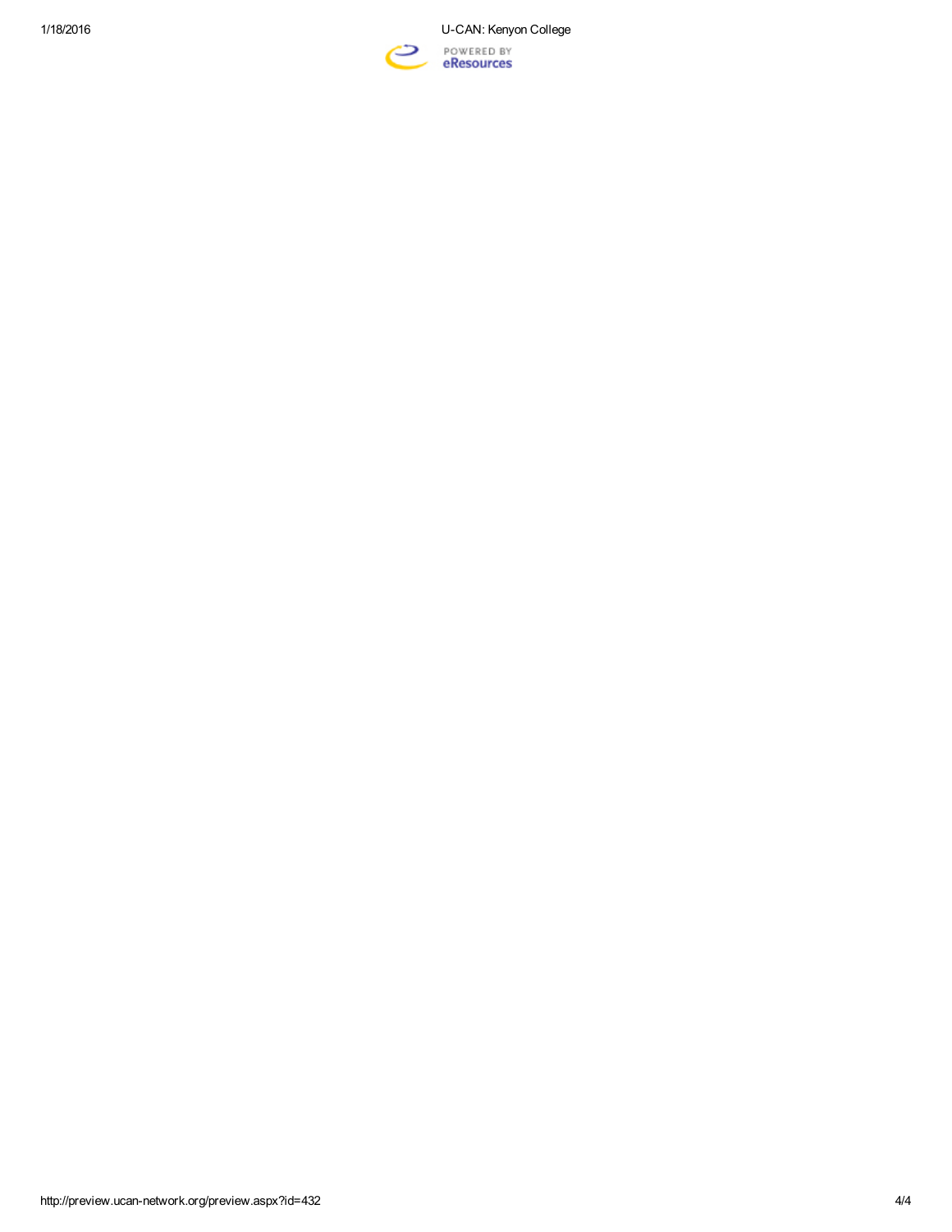POWERED BY
eResources